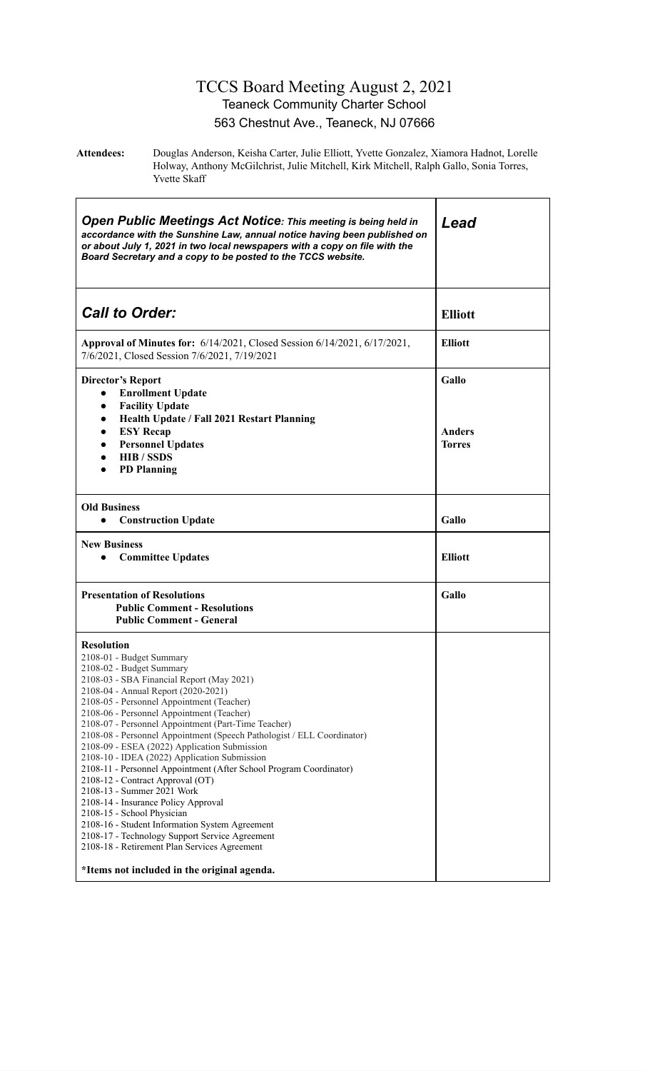# TCCS Board Meeting August 2, 2021

## Teaneck Community Charter School

## 563 Chestnut Ave., Teaneck, NJ 07666

**Attendees:** Douglas Anderson, Keisha Carter, Julie Elliott, Yvette Gonzalez, Xiamora Hadnot, Lorelle Holway, Anthony McGilchrist, Julie Mitchell, Kirk Mitchell, Ralph Gallo, Sonia Torres, Yvette Skaff

| ***Open Public Meetings Act Notice**: This meeting is being held in accordance with the Sunshine Law, annual notice having been published on or about July 1, 2021 in two local newspapers with a copy on file with the Board Secretary and a copy to be posted to the TCCS website.* | ***Lead*** |
|---|---|
| ***Call to Order:*** | **Elliott** |
| **Approval of Minutes for:** 6/14/2021, Closed Session 6/14/2021, 6/17/2021, 7/6/2021, Closed Session 7/6/2021, 7/19/2021 | **Elliott** |
| **Director's Report**<br>• **Enrollment Update**<br>• **Facility Update**<br>• **Health Update / Fall 2021 Restart Planning**<br>• **ESY Recap**<br>• **Personnel Updates**<br>• **HIB / SSDS**<br>• **PD Planning** | **Gallo**<br><br><br><br>**Anders**<br>**Torres** |
| **Old Business**<br>• **Construction Update** | **Gallo** |
| **New Business**<br>• **Committee Updates** | **Elliott** |
| **Presentation of Resolutions**<br>**Public Comment - Resolutions**<br>**Public Comment - General** | **Gallo** |
| **Resolution**<br>2108-01 - Budget Summary<br>2108-02 - Budget Summary<br>2108-03 - SBA Financial Report (May 2021)<br>2108-04 - Annual Report (2020-2021)<br>2108-05 - Personnel Appointment (Teacher)<br>2108-06 - Personnel Appointment (Teacher)<br>2108-07 - Personnel Appointment (Part-Time Teacher)<br>2108-08 - Personnel Appointment (Speech Pathologist / ELL Coordinator)<br>2108-09 - ESEA (2022) Application Submission<br>2108-10 - IDEA (2022) Application Submission<br>2108-11 - Personnel Appointment (After School Program Coordinator)<br>2108-12 - Contract Approval (OT)<br>2108-13 - Summer 2021 Work<br>2108-14 - Insurance Policy Approval<br>2108-15 - School Physician<br>2108-16 - Student Information System Agreement<br>2108-17 - Technology Support Service Agreement<br>2108-18 - Retirement Plan Services Agreement<br><br>**\*Items not included in the original agenda.** | |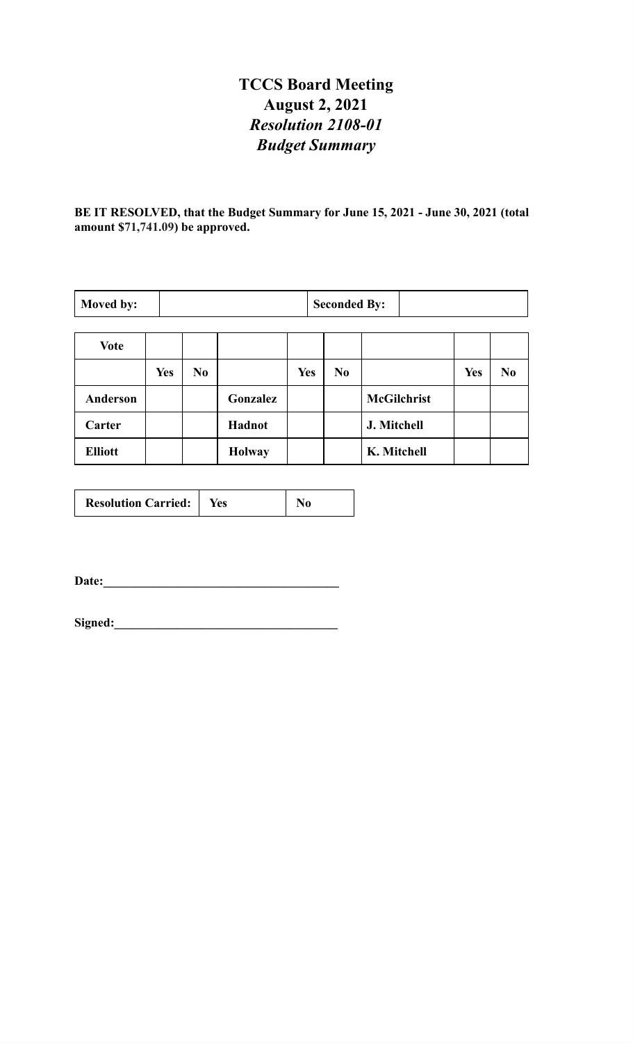# TCCS Board Meeting
## August 2, 2021
### *Resolution 2108-01*
### *Budget Summary*

**BE IT RESOLVED, that the Budget Summary for June 15, 2021 - June 30, 2021 (total amount $71,741.09) be approved.**

| **Moved by:** | | **Seconded By:** | |
|---|---|---|---|

| **Vote** | | | | | | | | |
|---|---|---|---|---|---|---|---|---|
| | **Yes** | **No** | | **Yes** | **No** | | **Yes** | **No** |
| **Anderson** | | | **Gonzalez** | | | **McGilchrist** | | |
| **Carter** | | | **Hadnot** | | | **J. Mitchell** | | |
| **Elliott** | | | **Holway** | | | **K. Mitchell** | | |

| **Resolution Carried:** | **Yes** | **No** |
|---|---|---|

**Date:**_______________________________________

**Signed:**_____________________________________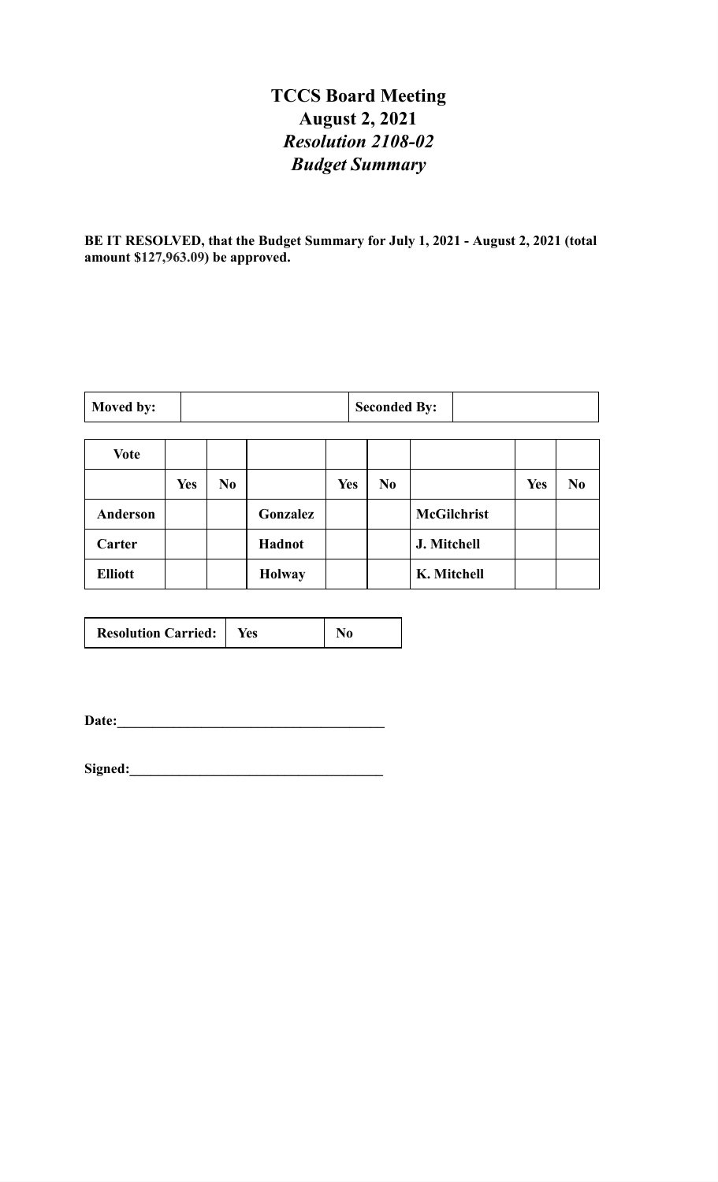# TCCS Board Meeting
## August 2, 2021
### *Resolution 2108-02*
### *Budget Summary*

**BE IT RESOLVED, that the Budget Summary for July 1, 2021 - August 2, 2021 (total amount $127,963.09) be approved.**

| **Moved by:** | | **Seconded By:** | |
|---|---|---|---|

| **Vote** | | | | | | | | |
|---|---|---|---|---|---|---|---|---|
| | **Yes** | **No** | | **Yes** | **No** | | **Yes** | **No** |
| **Anderson** | | | **Gonzalez** | | | **McGilchrist** | | |
| **Carter** | | | **Hadnot** | | | **J. Mitchell** | | |
| **Elliott** | | | **Holway** | | | **K. Mitchell** | | |

| **Resolution Carried:** | **Yes** | **No** |
|---|---|---|

**Date:**______________________________________

**Signed:**____________________________________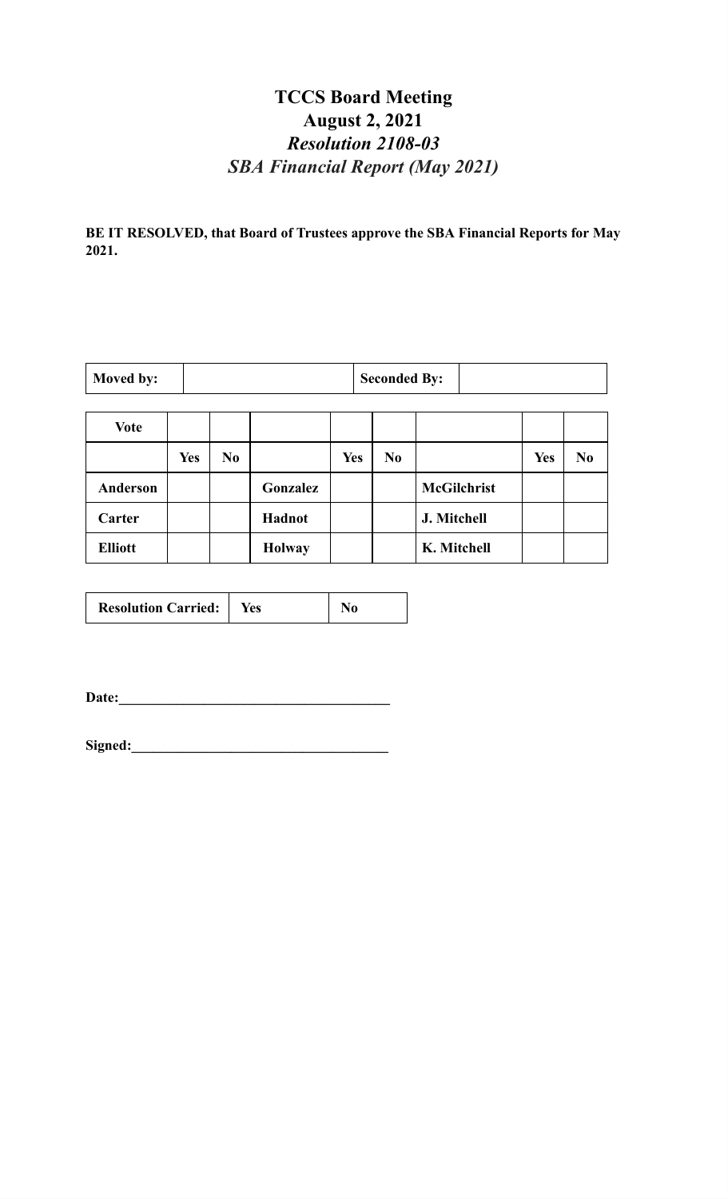# TCCS Board Meeting
## August 2, 2021
### *Resolution 2108-03*
### *SBA Financial Report (May 2021)*

**BE IT RESOLVED, that Board of Trustees approve the SBA Financial Reports for May 2021.**

| **Moved by:** | | **Seconded By:** | |
|---|---|---|---|

| **Vote** | | | | | | | | |
|---|---|---|---|---|---|---|---|---|
| | **Yes** | **No** | | **Yes** | **No** | | **Yes** | **No** |
| **Anderson** | | | **Gonzalez** | | | **McGilchrist** | | |
| **Carter** | | | **Hadnot** | | | **J. Mitchell** | | |
| **Elliott** | | | **Holway** | | | **K. Mitchell** | | |

| **Resolution Carried:** | **Yes** | **No** |
|---|---|---|

**Date:**______________________________________

**Signed:**____________________________________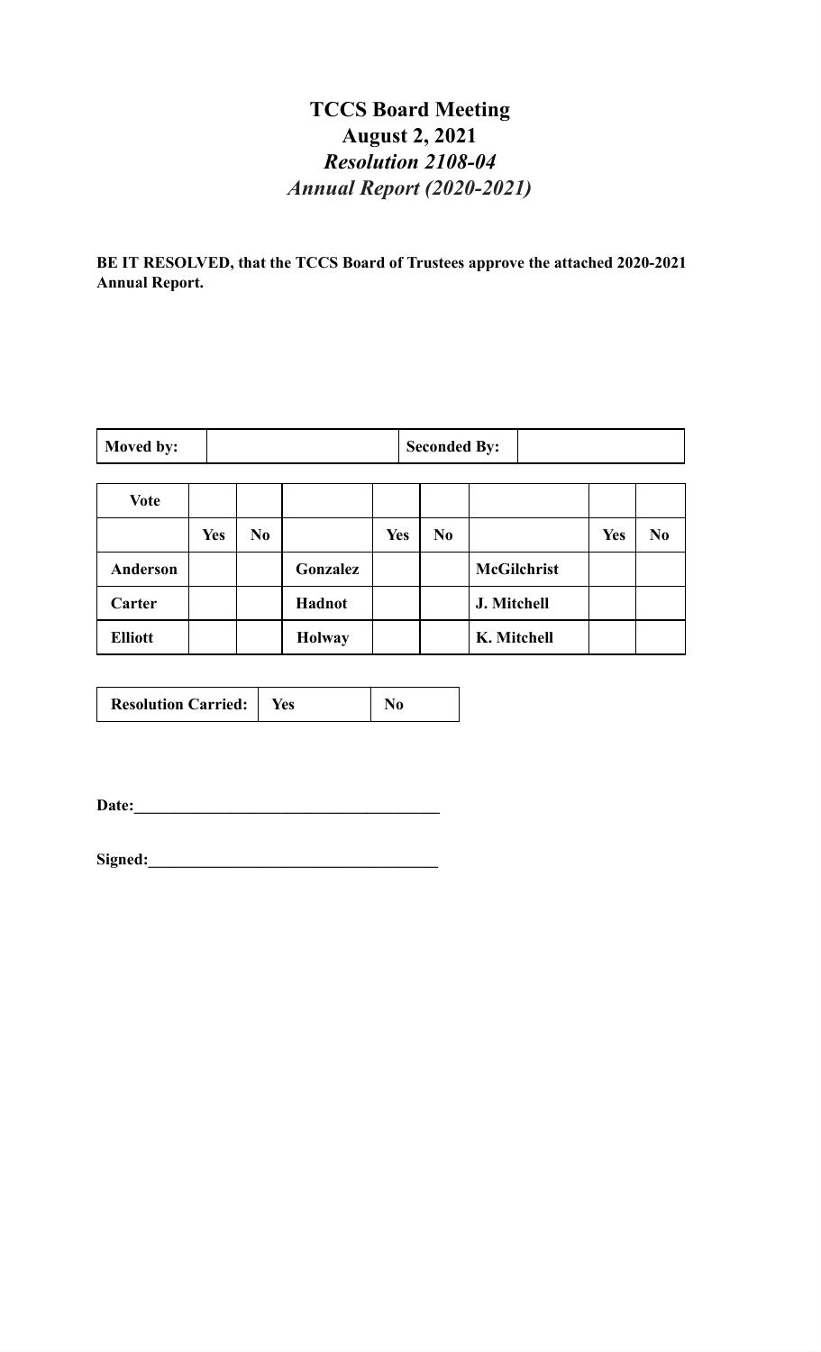# TCCS Board Meeting

## August 2, 2021

### *Resolution 2108-04*

### *Annual Report (2020-2021)*

**BE IT RESOLVED, that the TCCS Board of Trustees approve the attached 2020-2021 Annual Report.**

| **Moved by:** | | **Seconded By:** | |
|---|---|---|---|

| **Vote** | | | | | | | | |
|---|---|---|---|---|---|---|---|---|
| | **Yes** | **No** | | **Yes** | **No** | | **Yes** | **No** |
| **Anderson** | | | **Gonzalez** | | | **McGilchrist** | | |
| **Carter** | | | **Hadnot** | | | **J. Mitchell** | | |
| **Elliott** | | | **Holway** | | | **K. Mitchell** | | |

| **Resolution Carried:** | **Yes** | **No** |
|---|---|---|

**Date:**_____________________________________

**Signed:**___________________________________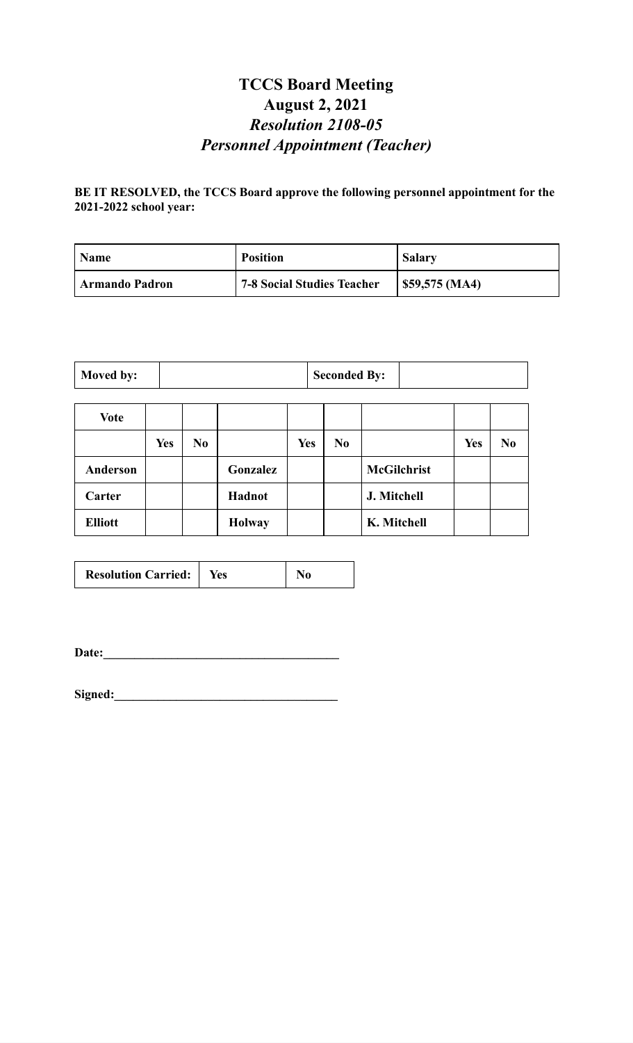# TCCS Board Meeting

## August 2, 2021

### *Resolution 2108-05*

### *Personnel Appointment (Teacher)*

**BE IT RESOLVED, the TCCS Board approve the following personnel appointment for the 2021-2022 school year:**

| Name | Position | Salary |
|---|---|---|
| **Armando Padron** | **7-8 Social Studies Teacher** | **$59,575 (MA4)** |

| Moved by: | | Seconded By: | |
|---|---|---|---|

| Vote | | | | | | | | |
|---|---|---|---|---|---|---|---|---|
| | **Yes** | **No** | | **Yes** | **No** | | **Yes** | **No** |
| **Anderson** | | | **Gonzalez** | | | **McGilchrist** | | |
| **Carter** | | | **Hadnot** | | | **J. Mitchell** | | |
| **Elliott** | | | **Holway** | | | **K. Mitchell** | | |

| Resolution Carried: | Yes | No |
|---|---|---|

**Date:**_____________________________________

**Signed:**___________________________________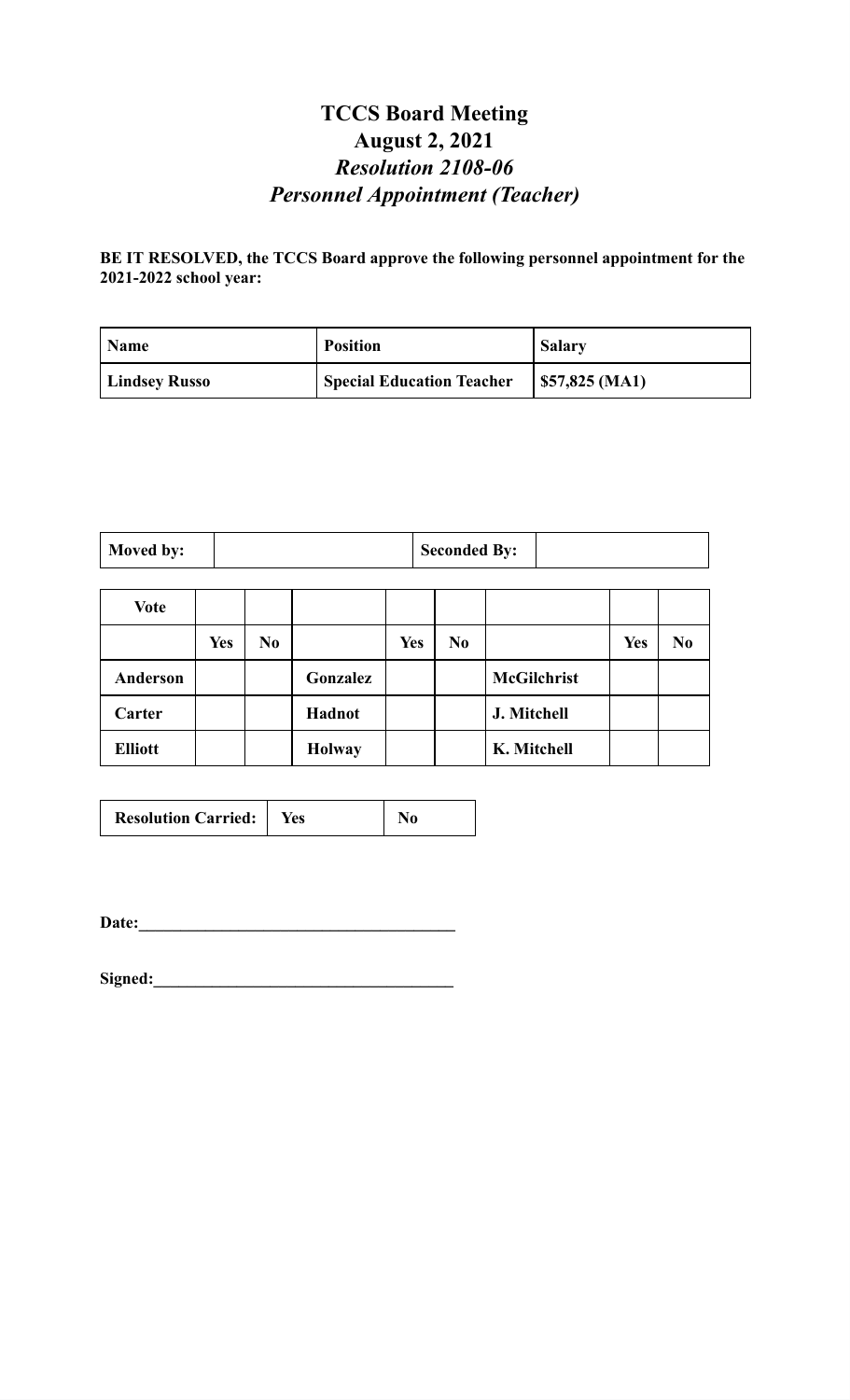# TCCS Board Meeting
## August 2, 2021
### *Resolution 2108-06*
### *Personnel Appointment (Teacher)*

**BE IT RESOLVED, the TCCS Board approve the following personnel appointment for the 2021-2022 school year:**

| Name | Position | Salary |
| --- | --- | --- |
| **Lindsey Russo** | **Special Education Teacher** | **$57,825 (MA1)** |

| Moved by: | | Seconded By: | |
| --- | --- | --- | --- |

| Vote | | | | | | | | |
| --- | --- | --- | --- | --- | --- | --- | --- | --- |
| | **Yes** | **No** | | **Yes** | **No** | | **Yes** | **No** |
| **Anderson** | | | **Gonzalez** | | | **McGilchrist** | | |
| **Carter** | | | **Hadnot** | | | **J. Mitchell** | | |
| **Elliott** | | | **Holway** | | | **K. Mitchell** | | |

| Resolution Carried: | Yes | No |
| --- | --- | --- |

**Date:**_____________________________________

**Signed:**___________________________________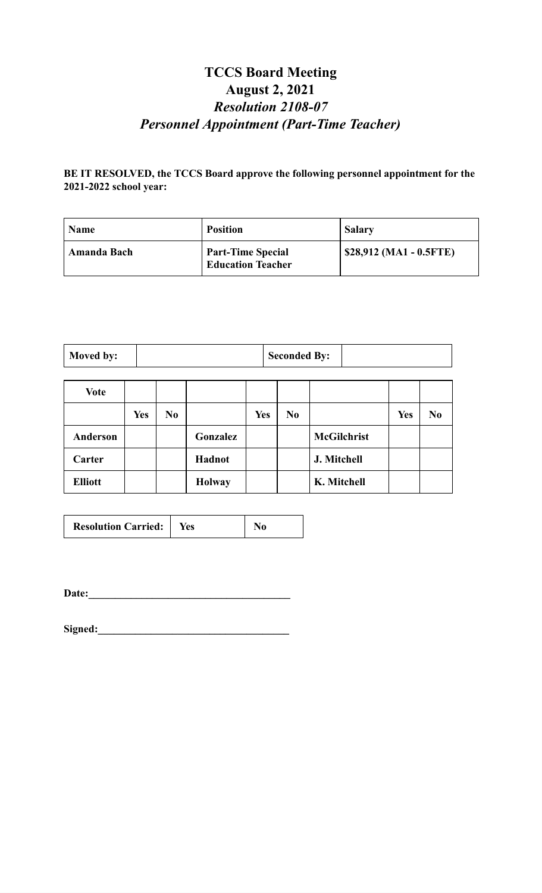# TCCS Board Meeting
## August 2, 2021
### *Resolution 2108-07*
### *Personnel Appointment (Part-Time Teacher)*

**BE IT RESOLVED, the TCCS Board approve the following personnel appointment for the 2021-2022 school year:**

| Name | Position | Salary |
|---|---|---|
| **Amanda Bach** | **Part-Time Special Education Teacher** | **$28,912 (MA1 - 0.5FTE)** |

| Moved by: | | Seconded By: | |
|---|---|---|---|

| Vote | | | | | | | | |
|---|---|---|---|---|---|---|---|---|
| | **Yes** | **No** | | **Yes** | **No** | | **Yes** | **No** |
| **Anderson** | | | **Gonzalez** | | | **McGilchrist** | | |
| **Carter** | | | **Hadnot** | | | **J. Mitchell** | | |
| **Elliott** | | | **Holway** | | | **K. Mitchell** | | |

| Resolution Carried: | Yes | No |
|---|---|---|

**Date:**_____________________________________

**Signed:**___________________________________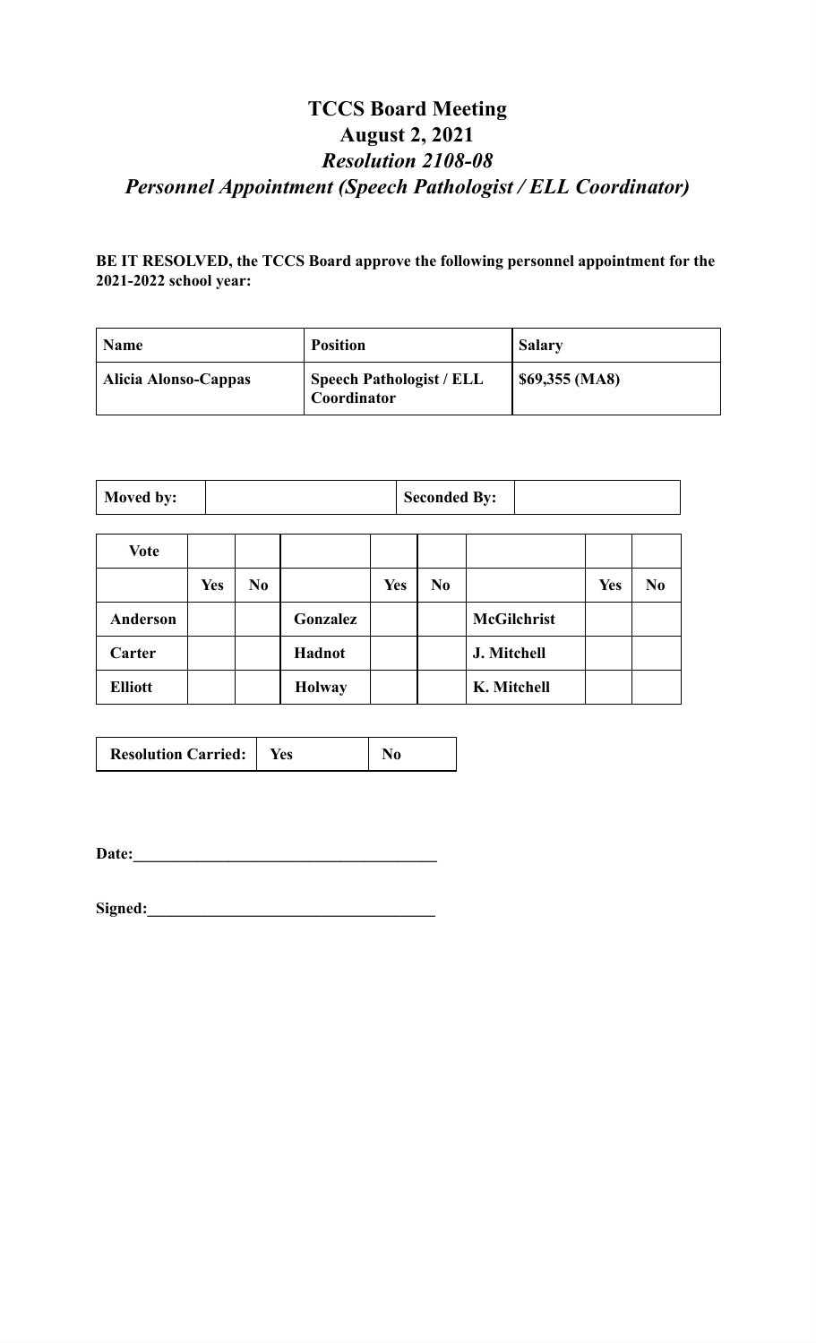# TCCS Board Meeting
## August 2, 2021
### *Resolution 2108-08*
### *Personnel Appointment (Speech Pathologist / ELL Coordinator)*

**BE IT RESOLVED, the TCCS Board approve the following personnel appointment for the 2021-2022 school year:**

| Name | Position | Salary |
|---|---|---|
| **Alicia Alonso-Cappas** | **Speech Pathologist / ELL Coordinator** | **$69,355 (MA8)** |

| Moved by: | | Seconded By: | |
|---|---|---|---|

| Vote | | | | | | | | |
|---|---|---|---|---|---|---|---|---|
| | **Yes** | **No** | | **Yes** | **No** | | **Yes** | **No** |
| **Anderson** | | | **Gonzalez** | | | **McGilchrist** | | |
| **Carter** | | | **Hadnot** | | | **J. Mitchell** | | |
| **Elliott** | | | **Holway** | | | **K. Mitchell** | | |

| Resolution Carried: | Yes | No |
|---|---|---|

**Date:**_____________________________________

**Signed:**___________________________________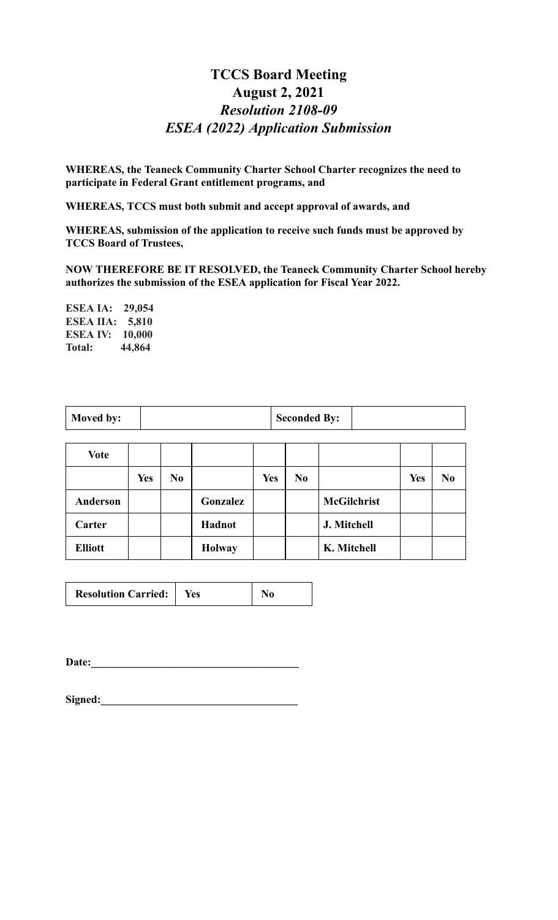# TCCS Board Meeting
# August 2, 2021
# *Resolution 2108-09*
# *ESEA (2022) Application Submission*

**WHEREAS, the Teaneck Community Charter School Charter recognizes the need to participate in Federal Grant entitlement programs, and**

**WHEREAS, TCCS must both submit and accept approval of awards, and**

**WHEREAS, submission of the application to receive such funds must be approved by TCCS Board of Trustees,**

**NOW THEREFORE BE IT RESOLVED, the Teaneck Community Charter School hereby authorizes the submission of the ESEA application for Fiscal Year 2022.**

**ESEA IA: 29,054**
**ESEA IIA: 5,810**
**ESEA IV: 10,000**
**Total: 44,864**

| Moved by: | | Seconded By: | |
|---|---|---|---|

| Vote | | | | | | | | |
|---|---|---|---|---|---|---|---|---|
| | Yes | No | | Yes | No | | Yes | No |
| Anderson | | | Gonzalez | | | McGilchrist | | |
| Carter | | | Hadnot | | | J. Mitchell | | |
| Elliott | | | Holway | | | K. Mitchell | | |

| Resolution Carried: | Yes | No |
|---|---|---|

**Date:**_____________________________________

**Signed:**___________________________________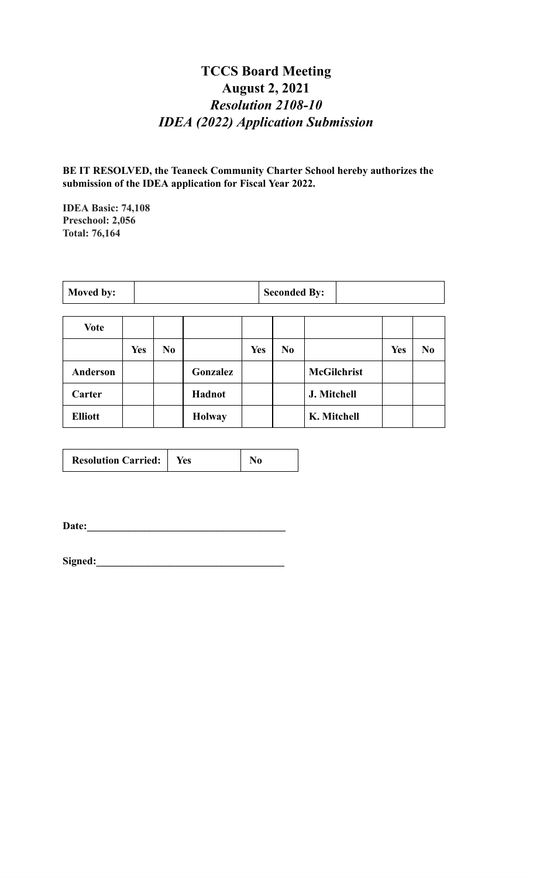# TCCS Board Meeting
## August 2, 2021
### *Resolution 2108-10*
### *IDEA (2022) Application Submission*

**BE IT RESOLVED, the Teaneck Community Charter School hereby authorizes the submission of the IDEA application for Fiscal Year 2022.**

**IDEA Basic: 74,108**
**Preschool: 2,056**
**Total: 76,164**

| Moved by: | | Seconded By: | |
|---|---|---|---|

| Vote | | | | | | | | |
|---|---|---|---|---|---|---|---|---|
| | Yes | No | | Yes | No | | Yes | No |
| Anderson | | | Gonzalez | | | McGilchrist | | |
| Carter | | | Hadnot | | | J. Mitchell | | |
| Elliott | | | Holway | | | K. Mitchell | | |

| Resolution Carried: | Yes | No |
|---|---|---|

**Date:_____________________________________**

**Signed:___________________________________**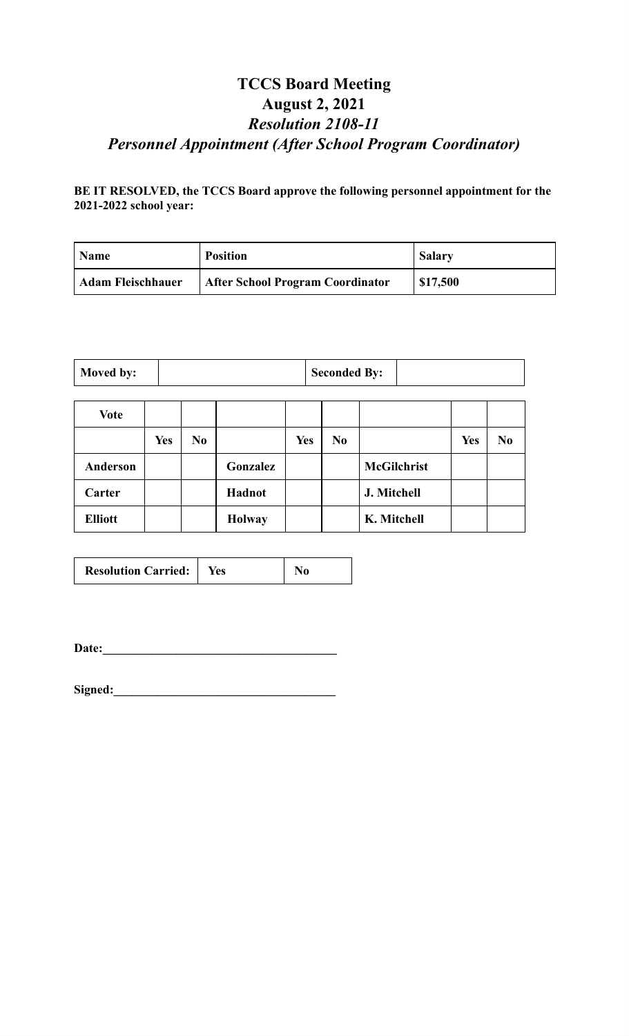# TCCS Board Meeting

## August 2, 2021

### *Resolution 2108-11*

### *Personnel Appointment (After School Program Coordinator)*

**BE IT RESOLVED, the TCCS Board approve the following personnel appointment for the 2021-2022 school year:**

| Name | Position | Salary |
|---|---|---|
| Adam Fleischhauer | After School Program Coordinator | $17,500 |

| Moved by: | | Seconded By: | |
|---|---|---|---|

| Vote | | | | | | | | |
|---|---|---|---|---|---|---|---|---|
| | Yes | No | | Yes | No | | Yes | No |
| Anderson | | | Gonzalez | | | McGilchrist | | |
| Carter | | | Hadnot | | | J. Mitchell | | |
| Elliott | | | Holway | | | K. Mitchell | | |

| Resolution Carried: | Yes | No |
|---|---|---|

**Date:**_____________________________________

**Signed:**___________________________________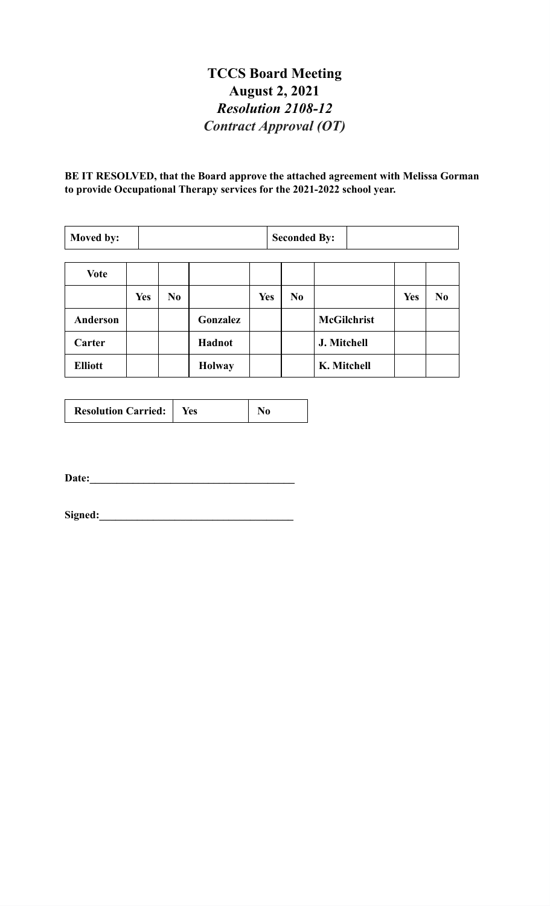# TCCS Board Meeting

## August 2, 2021

### *Resolution 2108-12*

### *Contract Approval (OT)*

**BE IT RESOLVED, that the Board approve the attached agreement with Melissa Gorman to provide Occupational Therapy services for the 2021-2022 school year.**

| **Moved by:** | | **Seconded By:** | |
|---|---|---|---|

| **Vote** | | | | | | | | |
|---|---|---|---|---|---|---|---|---|
| | **Yes** | **No** | | **Yes** | **No** | | **Yes** | **No** |
| **Anderson** | | | **Gonzalez** | | | **McGilchrist** | | |
| **Carter** | | | **Hadnot** | | | **J. Mitchell** | | |
| **Elliott** | | | **Holway** | | | **K. Mitchell** | | |

| **Resolution Carried:** | **Yes** | **No** |
|---|---|---|

**Date:**______________________________________

**Signed:**____________________________________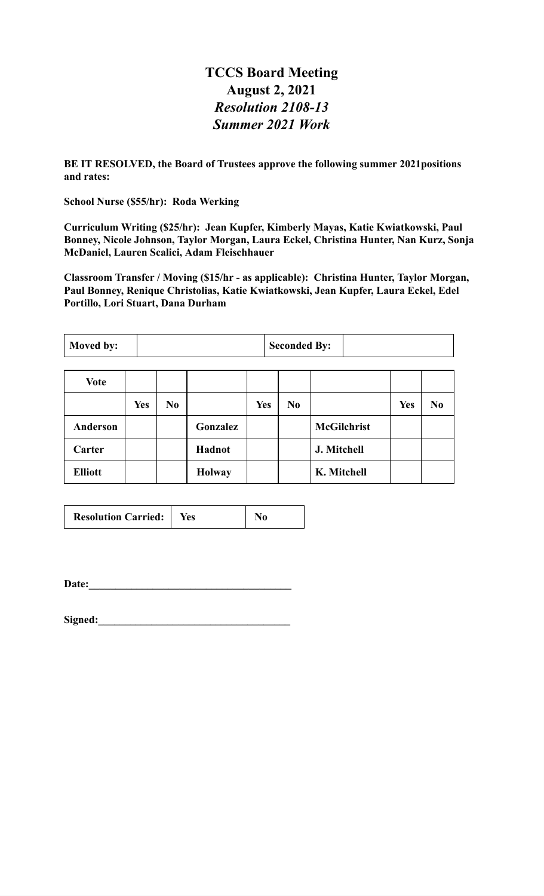# TCCS Board Meeting
## August 2, 2021
## *Resolution 2108-13*
## *Summer 2021 Work*

**BE IT RESOLVED, the Board of Trustees approve the following summer 2021positions and rates:**

**School Nurse ($55/hr): Roda Werking**

**Curriculum Writing ($25/hr): Jean Kupfer, Kimberly Mayas, Katie Kwiatkowski, Paul Bonney, Nicole Johnson, Taylor Morgan, Laura Eckel, Christina Hunter, Nan Kurz, Sonja McDaniel, Lauren Scalici, Adam Fleischhauer**

**Classroom Transfer / Moving ($15/hr - as applicable): Christina Hunter, Taylor Morgan, Paul Bonney, Renique Christolias, Katie Kwiatkowski, Jean Kupfer, Laura Eckel, Edel Portillo, Lori Stuart, Dana Durham**

| **Moved by:** | | **Seconded By:** | |
|---|---|---|---|

| **Vote** | | | | | | | | |
|---|---|---|---|---|---|---|---|---|
| | **Yes** | **No** | | **Yes** | **No** | | **Yes** | **No** |
| **Anderson** | | | **Gonzalez** | | | **McGilchrist** | | |
| **Carter** | | | **Hadnot** | | | **J. Mitchell** | | |
| **Elliott** | | | **Holway** | | | **K. Mitchell** | | |

| **Resolution Carried:** | **Yes** | **No** |
|---|---|---|

**Date:**_____________________________________

**Signed:**___________________________________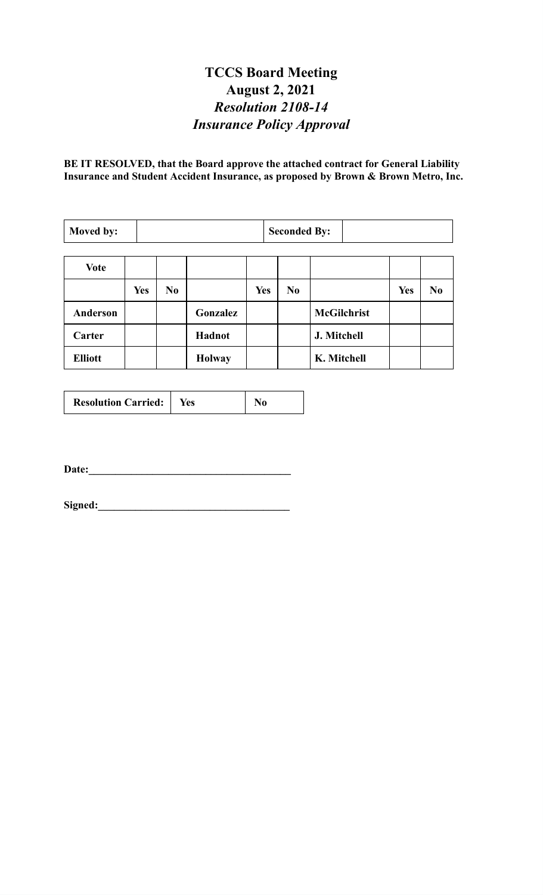# TCCS Board Meeting
## August 2, 2021
### *Resolution 2108-14*
### *Insurance Policy Approval*

**BE IT RESOLVED, that the Board approve the attached contract for General Liability Insurance and Student Accident Insurance, as proposed by Brown & Brown Metro, Inc.**

| **Moved by:** | | **Seconded By:** | |
|---|---|---|---|

| **Vote** | | | | | | | | |
|---|---|---|---|---|---|---|---|---|
| | **Yes** | **No** | | **Yes** | **No** | | **Yes** | **No** |
| **Anderson** | | | **Gonzalez** | | | **McGilchrist** | | |
| **Carter** | | | **Hadnot** | | | **J. Mitchell** | | |
| **Elliott** | | | **Holway** | | | **K. Mitchell** | | |

| **Resolution Carried:** | **Yes** | **No** |
|---|---|---|

**Date:**\_\_\_\_\_\_\_\_\_\_\_\_\_\_\_\_\_\_\_\_\_\_\_\_\_\_\_\_\_\_\_\_\_\_\_\_\_

**Signed:**\_\_\_\_\_\_\_\_\_\_\_\_\_\_\_\_\_\_\_\_\_\_\_\_\_\_\_\_\_\_\_\_\_\_\_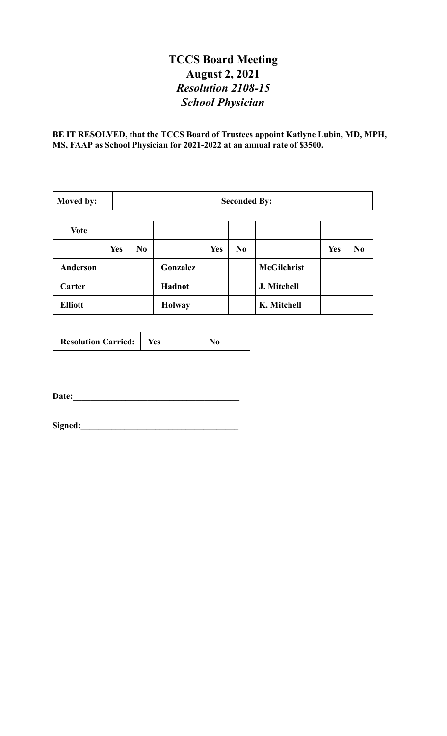# TCCS Board Meeting
## August 2, 2021
### *Resolution 2108-15*
### *School Physician*

**BE IT RESOLVED, that the TCCS Board of Trustees appoint Katlyne Lubin, MD, MPH, MS, FAAP as School Physician for 2021-2022 at an annual rate of $3500.**

| **Moved by:** | | **Seconded By:** | |
|---|---|---|---|

| **Vote** | | | | | | | | |
|---|---|---|---|---|---|---|---|---|
| | **Yes** | **No** | | **Yes** | **No** | | **Yes** | **No** |
| **Anderson** | | | **Gonzalez** | | | **McGilchrist** | | |
| **Carter** | | | **Hadnot** | | | **J. Mitchell** | | |
| **Elliott** | | | **Holway** | | | **K. Mitchell** | | |

| **Resolution Carried:** | **Yes** | **No** |
|---|---|---|

**Date:**______________________________________

**Signed:**____________________________________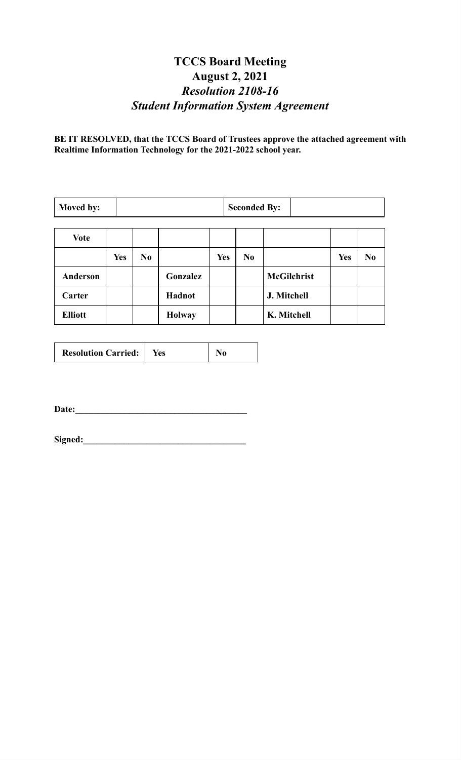# TCCS Board Meeting
# August 2, 2021
## *Resolution 2108-16*
## *Student Information System Agreement*

**BE IT RESOLVED, that the TCCS Board of Trustees approve the attached agreement with Realtime Information Technology for the 2021-2022 school year.**

| Moved by: | | Seconded By: | |
|---|---|---|---|

| Vote | | | | | | | | |
|---|---|---|---|---|---|---|---|---|
| | Yes | No | | Yes | No | | Yes | No |
| Anderson | | | Gonzalez | | | McGilchrist | | |
| Carter | | | Hadnot | | | J. Mitchell | | |
| Elliott | | | Holway | | | K. Mitchell | | |

| Resolution Carried: | Yes | No |
|---|---|---|

**Date:**\_\_\_\_\_\_\_\_\_\_\_\_\_\_\_\_\_\_\_\_\_\_\_\_\_\_\_\_\_\_\_\_\_\_\_\_\_\_

**Signed:**\_\_\_\_\_\_\_\_\_\_\_\_\_\_\_\_\_\_\_\_\_\_\_\_\_\_\_\_\_\_\_\_\_\_\_\_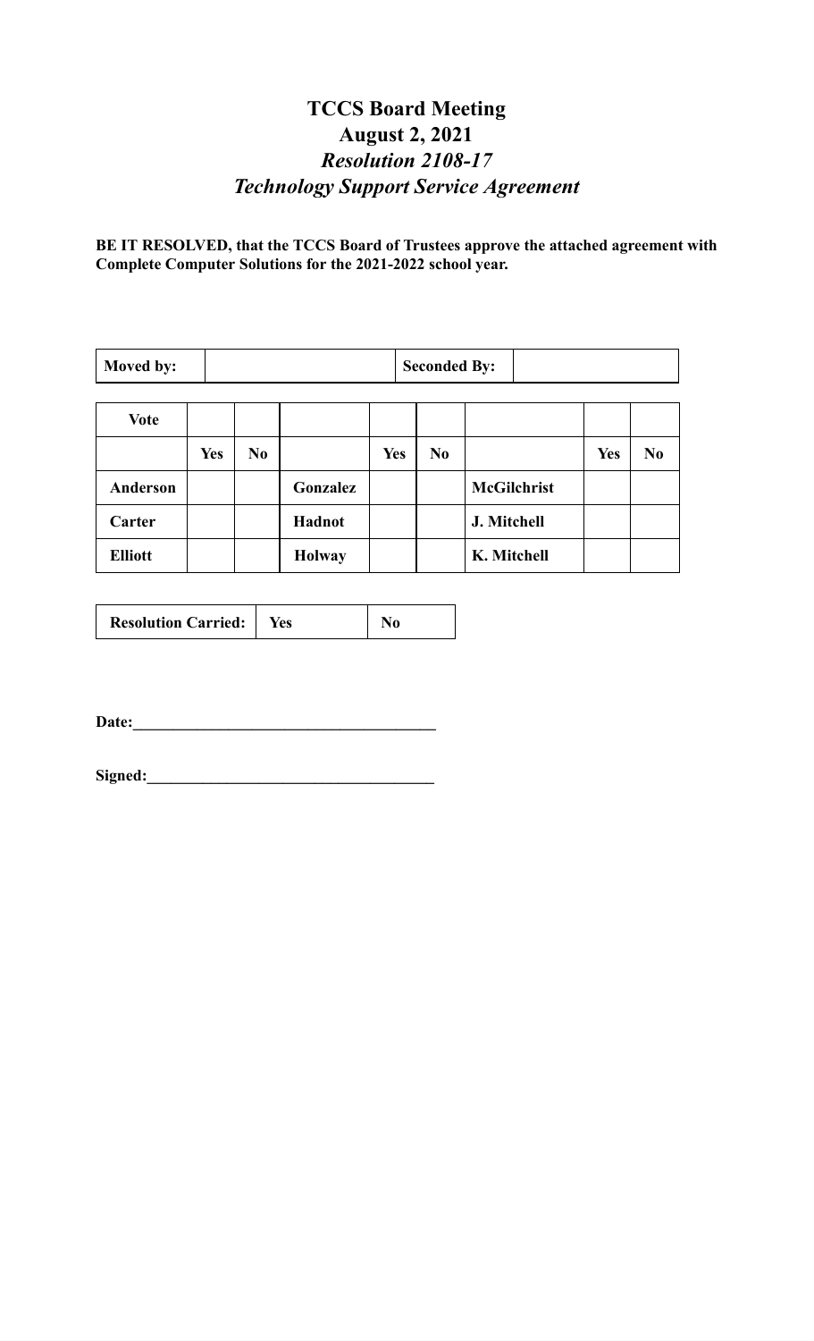# TCCS Board Meeting
## August 2, 2021
### *Resolution 2108-17*
### *Technology Support Service Agreement*

**BE IT RESOLVED, that the TCCS Board of Trustees approve the attached agreement with Complete Computer Solutions for the 2021-2022 school year.**

| **Moved by:** | | **Seconded By:** | |
|---|---|---|---|

| **Vote** | | | | | | | | |
|---|---|---|---|---|---|---|---|---|
| | **Yes** | **No** | | **Yes** | **No** | | **Yes** | **No** |
| **Anderson** | | | **Gonzalez** | | | **McGilchrist** | | |
| **Carter** | | | **Hadnot** | | | **J. Mitchell** | | |
| **Elliott** | | | **Holway** | | | **K. Mitchell** | | |

| **Resolution Carried:** | **Yes** | **No** |
|---|---|---|

**Date:**_______________________________________

**Signed:**_____________________________________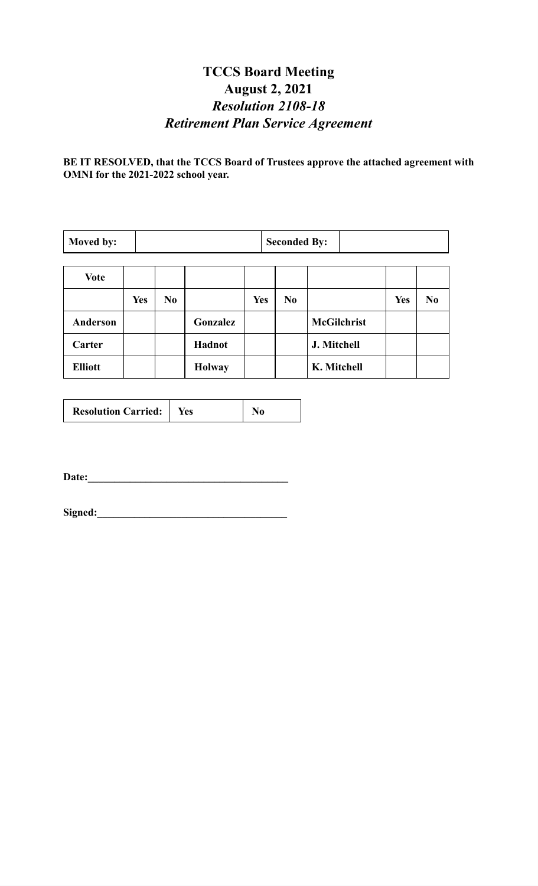# TCCS Board Meeting

## August 2, 2021

### *Resolution 2108-18*

### *Retirement Plan Service Agreement*

**BE IT RESOLVED, that the TCCS Board of Trustees approve the attached agreement with OMNI for the 2021-2022 school year.**

| **Moved by:** | | **Seconded By:** | |
|---|---|---|---|

| **Vote** | | | | | | | | |
|---|---|---|---|---|---|---|---|---|
| | **Yes** | **No** | | **Yes** | **No** | | **Yes** | **No** |
| **Anderson** | | | **Gonzalez** | | | **McGilchrist** | | |
| **Carter** | | | **Hadnot** | | | **J. Mitchell** | | |
| **Elliott** | | | **Holway** | | | **K. Mitchell** | | |

| **Resolution Carried:** | **Yes** | **No** |
|---|---|---|

**Date:**______________________________________

**Signed:**____________________________________